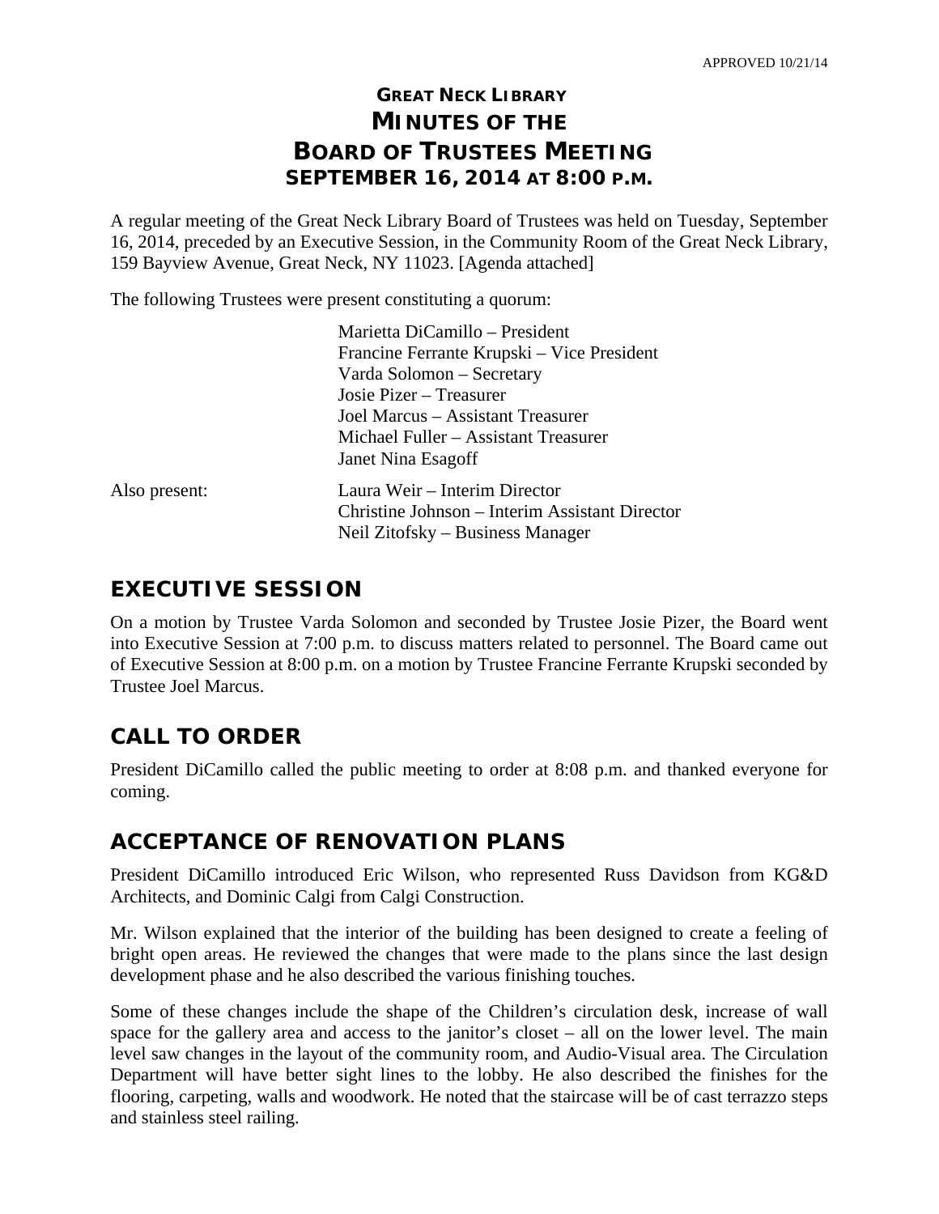APPROVED 10/21/14

# GREAT NECK LIBRARY
# MINUTES OF THE
# BOARD OF TRUSTEES MEETING
## SEPTEMBER 16, 2014 AT 8:00 P.M.

A regular meeting of the Great Neck Library Board of Trustees was held on Tuesday, September 16, 2014, preceded by an Executive Session, in the Community Room of the Great Neck Library, 159 Bayview Avenue, Great Neck, NY 11023. [Agenda attached]

The following Trustees were present constituting a quorum:

Marietta DiCamillo – President
Francine Ferrante Krupski – Vice President
Varda Solomon – Secretary
Josie Pizer – Treasurer
Joel Marcus – Assistant Treasurer
Michael Fuller – Assistant Treasurer
Janet Nina Esagoff

Also present:

Laura Weir – Interim Director
Christine Johnson – Interim Assistant Director
Neil Zitofsky – Business Manager

## EXECUTIVE SESSION

On a motion by Trustee Varda Solomon and seconded by Trustee Josie Pizer, the Board went into Executive Session at 7:00 p.m. to discuss matters related to personnel. The Board came out of Executive Session at 8:00 p.m. on a motion by Trustee Francine Ferrante Krupski seconded by Trustee Joel Marcus.

## CALL TO ORDER

President DiCamillo called the public meeting to order at 8:08 p.m. and thanked everyone for coming.

## ACCEPTANCE OF RENOVATION PLANS

President DiCamillo introduced Eric Wilson, who represented Russ Davidson from KG&D Architects, and Dominic Calgi from Calgi Construction.

Mr. Wilson explained that the interior of the building has been designed to create a feeling of bright open areas. He reviewed the changes that were made to the plans since the last design development phase and he also described the various finishing touches.

Some of these changes include the shape of the Children's circulation desk, increase of wall space for the gallery area and access to the janitor's closet – all on the lower level. The main level saw changes in the layout of the community room, and Audio-Visual area. The Circulation Department will have better sight lines to the lobby. He also described the finishes for the flooring, carpeting, walls and woodwork. He noted that the staircase will be of cast terrazzo steps and stainless steel railing.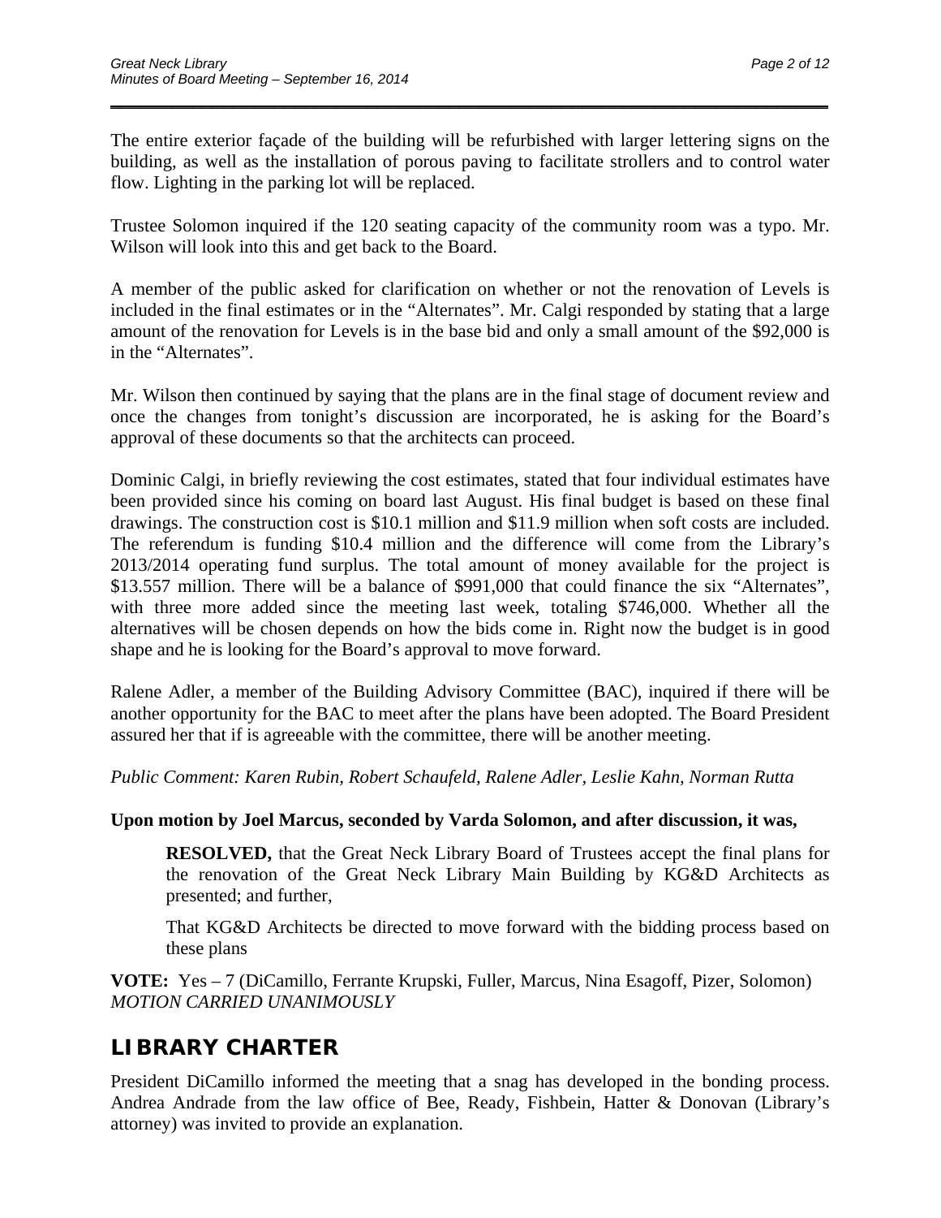The entire exterior façade of the building will be refurbished with larger lettering signs on the building, as well as the installation of porous paving to facilitate strollers and to control water flow. Lighting in the parking lot will be replaced.

Trustee Solomon inquired if the 120 seating capacity of the community room was a typo. Mr. Wilson will look into this and get back to the Board.

A member of the public asked for clarification on whether or not the renovation of Levels is included in the final estimates or in the "Alternates". Mr. Calgi responded by stating that a large amount of the renovation for Levels is in the base bid and only a small amount of the $92,000 is in the "Alternates".

Mr. Wilson then continued by saying that the plans are in the final stage of document review and once the changes from tonight's discussion are incorporated, he is asking for the Board's approval of these documents so that the architects can proceed.

Dominic Calgi, in briefly reviewing the cost estimates, stated that four individual estimates have been provided since his coming on board last August. His final budget is based on these final drawings. The construction cost is $10.1 million and $11.9 million when soft costs are included. The referendum is funding $10.4 million and the difference will come from the Library's 2013/2014 operating fund surplus. The total amount of money available for the project is $13.557 million. There will be a balance of $991,000 that could finance the six "Alternates", with three more added since the meeting last week, totaling $746,000. Whether all the alternatives will be chosen depends on how the bids come in. Right now the budget is in good shape and he is looking for the Board's approval to move forward.

Ralene Adler, a member of the Building Advisory Committee (BAC), inquired if there will be another opportunity for the BAC to meet after the plans have been adopted. The Board President assured her that if is agreeable with the committee, there will be another meeting.

*Public Comment: Karen Rubin, Robert Schaufeld, Ralene Adler, Leslie Kahn, Norman Rutta*

**Upon motion by Joel Marcus, seconded by Varda Solomon, and after discussion, it was,**

> **RESOLVED,** that the Great Neck Library Board of Trustees accept the final plans for the renovation of the Great Neck Library Main Building by KG&D Architects as presented; and further,
>
> That KG&D Architects be directed to move forward with the bidding process based on these plans

**VOTE:** Yes – 7 (DiCamillo, Ferrante Krupski, Fuller, Marcus, Nina Esagoff, Pizer, Solomon)
*MOTION CARRIED UNANIMOUSLY*

## LIBRARY CHARTER

President DiCamillo informed the meeting that a snag has developed in the bonding process. Andrea Andrade from the law office of Bee, Ready, Fishbein, Hatter & Donovan (Library's attorney) was invited to provide an explanation.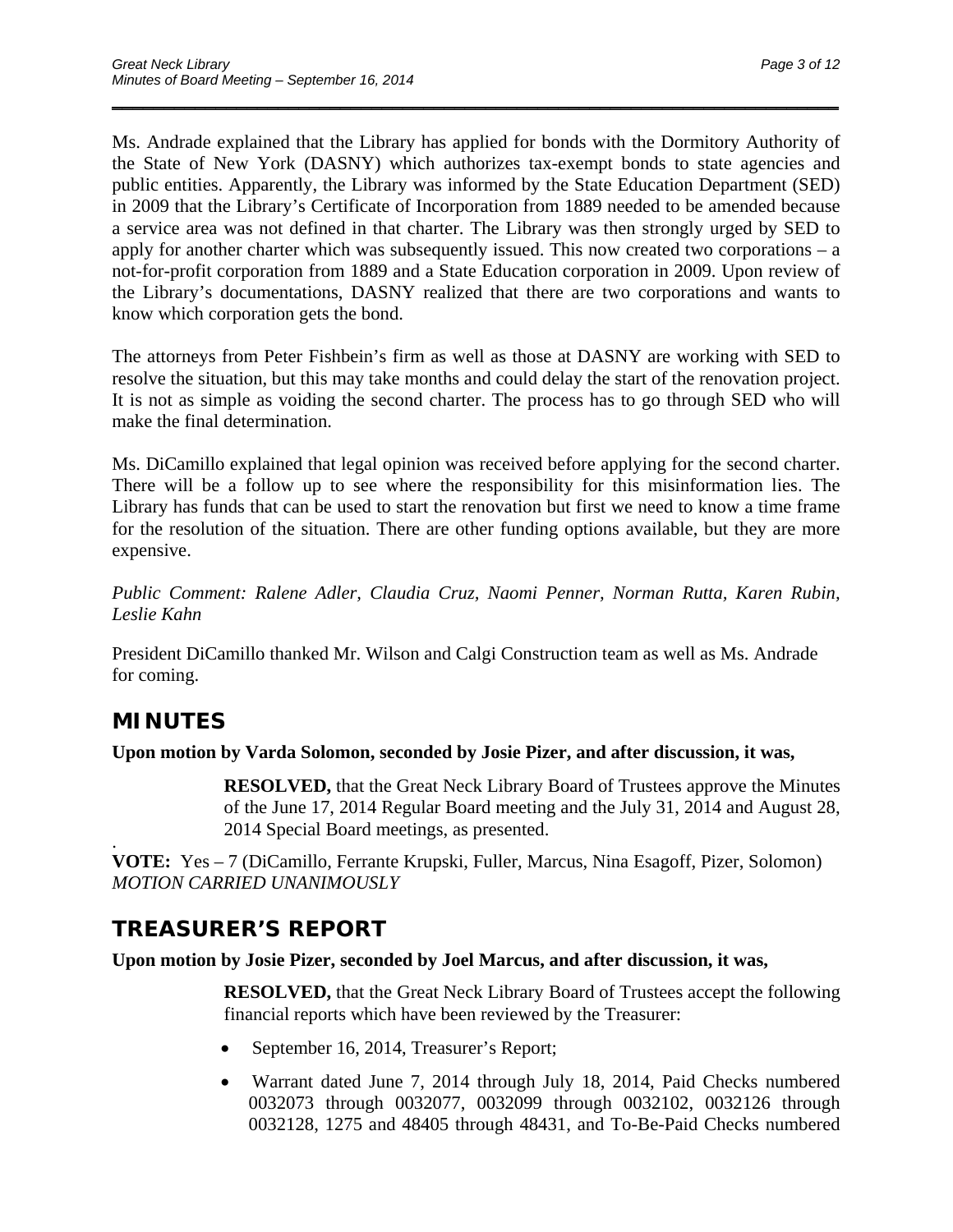Ms. Andrade explained that the Library has applied for bonds with the Dormitory Authority of the State of New York (DASNY) which authorizes tax-exempt bonds to state agencies and public entities. Apparently, the Library was informed by the State Education Department (SED) in 2009 that the Library's Certificate of Incorporation from 1889 needed to be amended because a service area was not defined in that charter. The Library was then strongly urged by SED to apply for another charter which was subsequently issued. This now created two corporations – a not-for-profit corporation from 1889 and a State Education corporation in 2009. Upon review of the Library's documentations, DASNY realized that there are two corporations and wants to know which corporation gets the bond.

The attorneys from Peter Fishbein's firm as well as those at DASNY are working with SED to resolve the situation, but this may take months and could delay the start of the renovation project. It is not as simple as voiding the second charter. The process has to go through SED who will make the final determination.

Ms. DiCamillo explained that legal opinion was received before applying for the second charter. There will be a follow up to see where the responsibility for this misinformation lies. The Library has funds that can be used to start the renovation but first we need to know a time frame for the resolution of the situation. There are other funding options available, but they are more expensive.

*Public Comment: Ralene Adler, Claudia Cruz, Naomi Penner, Norman Rutta, Karen Rubin, Leslie Kahn*

President DiCamillo thanked Mr. Wilson and Calgi Construction team as well as Ms. Andrade for coming.

## MINUTES

**Upon motion by Varda Solomon, seconded by Josie Pizer, and after discussion, it was,**

> **RESOLVED,** that the Great Neck Library Board of Trustees approve the Minutes of the June 17, 2014 Regular Board meeting and the July 31, 2014 and August 28, 2014 Special Board meetings, as presented.

.
**VOTE:** Yes – 7 (DiCamillo, Ferrante Krupski, Fuller, Marcus, Nina Esagoff, Pizer, Solomon)
*MOTION CARRIED UNANIMOUSLY*

## TREASURER'S REPORT

**Upon motion by Josie Pizer, seconded by Joel Marcus, and after discussion, it was,**

> **RESOLVED,** that the Great Neck Library Board of Trustees accept the following financial reports which have been reviewed by the Treasurer:
>
> - September 16, 2014, Treasurer's Report;
> - Warrant dated June 7, 2014 through July 18, 2014, Paid Checks numbered 0032073 through 0032077, 0032099 through 0032102, 0032126 through 0032128, 1275 and 48405 through 48431, and To-Be-Paid Checks numbered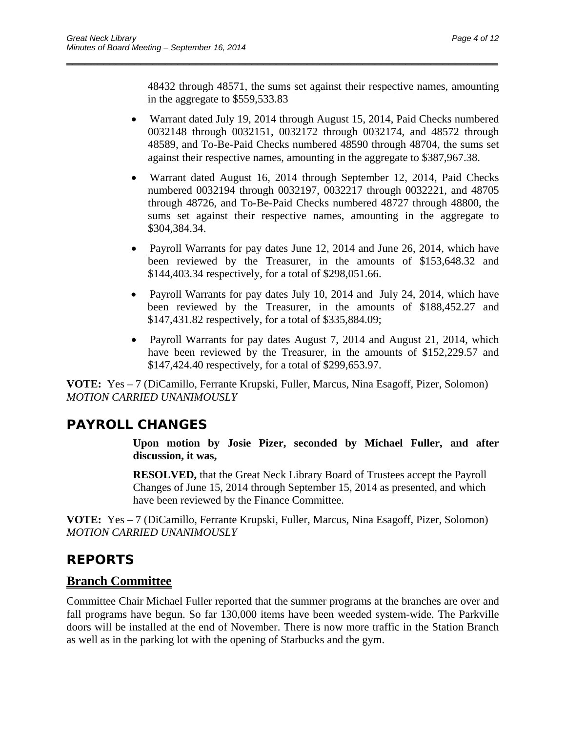48432 through 48571, the sums set against their respective names, amounting in the aggregate to $559,533.83

- Warrant dated July 19, 2014 through August 15, 2014, Paid Checks numbered 0032148 through 0032151, 0032172 through 0032174, and 48572 through 48589, and To-Be-Paid Checks numbered 48590 through 48704, the sums set against their respective names, amounting in the aggregate to $387,967.38.
- Warrant dated August 16, 2014 through September 12, 2014, Paid Checks numbered 0032194 through 0032197, 0032217 through 0032221, and 48705 through 48726, and To-Be-Paid Checks numbered 48727 through 48800, the sums set against their respective names, amounting in the aggregate to $304,384.34.
- Payroll Warrants for pay dates June 12, 2014 and June 26, 2014, which have been reviewed by the Treasurer, in the amounts of $153,648.32 and $144,403.34 respectively, for a total of $298,051.66.
- Payroll Warrants for pay dates July 10, 2014 and July 24, 2014, which have been reviewed by the Treasurer, in the amounts of $188,452.27 and $147,431.82 respectively, for a total of $335,884.09;
- Payroll Warrants for pay dates August 7, 2014 and August 21, 2014, which have been reviewed by the Treasurer, in the amounts of $152,229.57 and $147,424.40 respectively, for a total of $299,653.97.

**VOTE:** Yes – 7 (DiCamillo, Ferrante Krupski, Fuller, Marcus, Nina Esagoff, Pizer, Solomon)
*MOTION CARRIED UNANIMOUSLY*

## PAYROLL CHANGES

**Upon motion by Josie Pizer, seconded by Michael Fuller, and after discussion, it was,**

**RESOLVED,** that the Great Neck Library Board of Trustees accept the Payroll Changes of June 15, 2014 through September 15, 2014 as presented, and which have been reviewed by the Finance Committee.

**VOTE:** Yes – 7 (DiCamillo, Ferrante Krupski, Fuller, Marcus, Nina Esagoff, Pizer, Solomon)
*MOTION CARRIED UNANIMOUSLY*

## REPORTS

### Branch Committee

Committee Chair Michael Fuller reported that the summer programs at the branches are over and fall programs have begun. So far 130,000 items have been weeded system-wide. The Parkville doors will be installed at the end of November. There is now more traffic in the Station Branch as well as in the parking lot with the opening of Starbucks and the gym.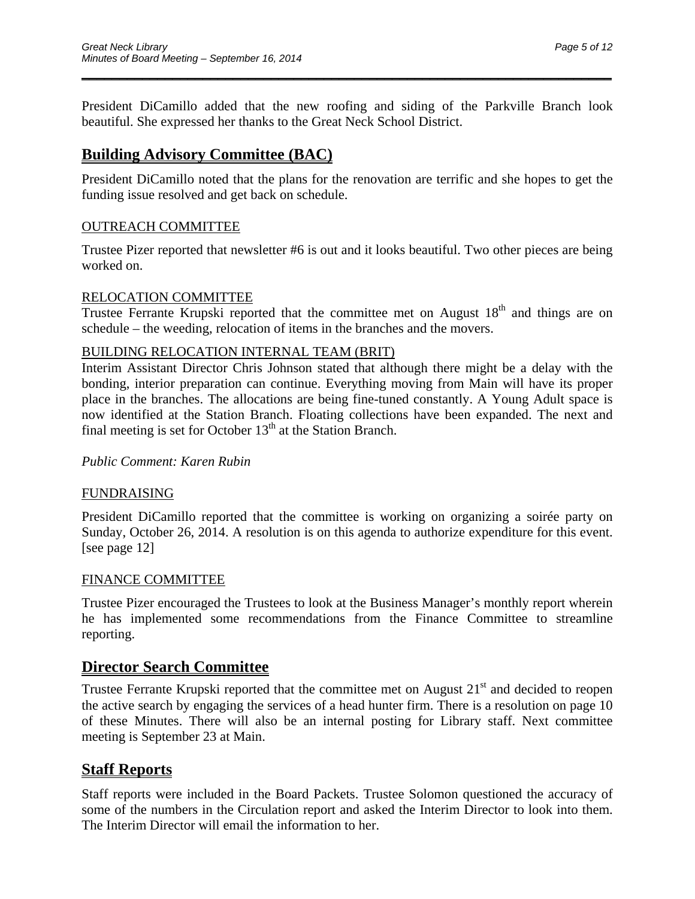President DiCamillo added that the new roofing and siding of the Parkville Branch look beautiful. She expressed her thanks to the Great Neck School District.

## Building Advisory Committee (BAC)

President DiCamillo noted that the plans for the renovation are terrific and she hopes to get the funding issue resolved and get back on schedule.

### OUTREACH COMMITTEE

Trustee Pizer reported that newsletter #6 is out and it looks beautiful. Two other pieces are being worked on.

### RELOCATION COMMITTEE

Trustee Ferrante Krupski reported that the committee met on August 18th and things are on schedule – the weeding, relocation of items in the branches and the movers.

### BUILDING RELOCATION INTERNAL TEAM (BRIT)

Interim Assistant Director Chris Johnson stated that although there might be a delay with the bonding, interior preparation can continue. Everything moving from Main will have its proper place in the branches. The allocations are being fine-tuned constantly. A Young Adult space is now identified at the Station Branch. Floating collections have been expanded. The next and final meeting is set for October 13th at the Station Branch.

*Public Comment: Karen Rubin*

### FUNDRAISING

President DiCamillo reported that the committee is working on organizing a soirée party on Sunday, October 26, 2014. A resolution is on this agenda to authorize expenditure for this event. [see page 12]

### FINANCE COMMITTEE

Trustee Pizer encouraged the Trustees to look at the Business Manager's monthly report wherein he has implemented some recommendations from the Finance Committee to streamline reporting.

## Director Search Committee

Trustee Ferrante Krupski reported that the committee met on August 21st and decided to reopen the active search by engaging the services of a head hunter firm. There is a resolution on page 10 of these Minutes. There will also be an internal posting for Library staff. Next committee meeting is September 23 at Main.

## Staff Reports

Staff reports were included in the Board Packets. Trustee Solomon questioned the accuracy of some of the numbers in the Circulation report and asked the Interim Director to look into them. The Interim Director will email the information to her.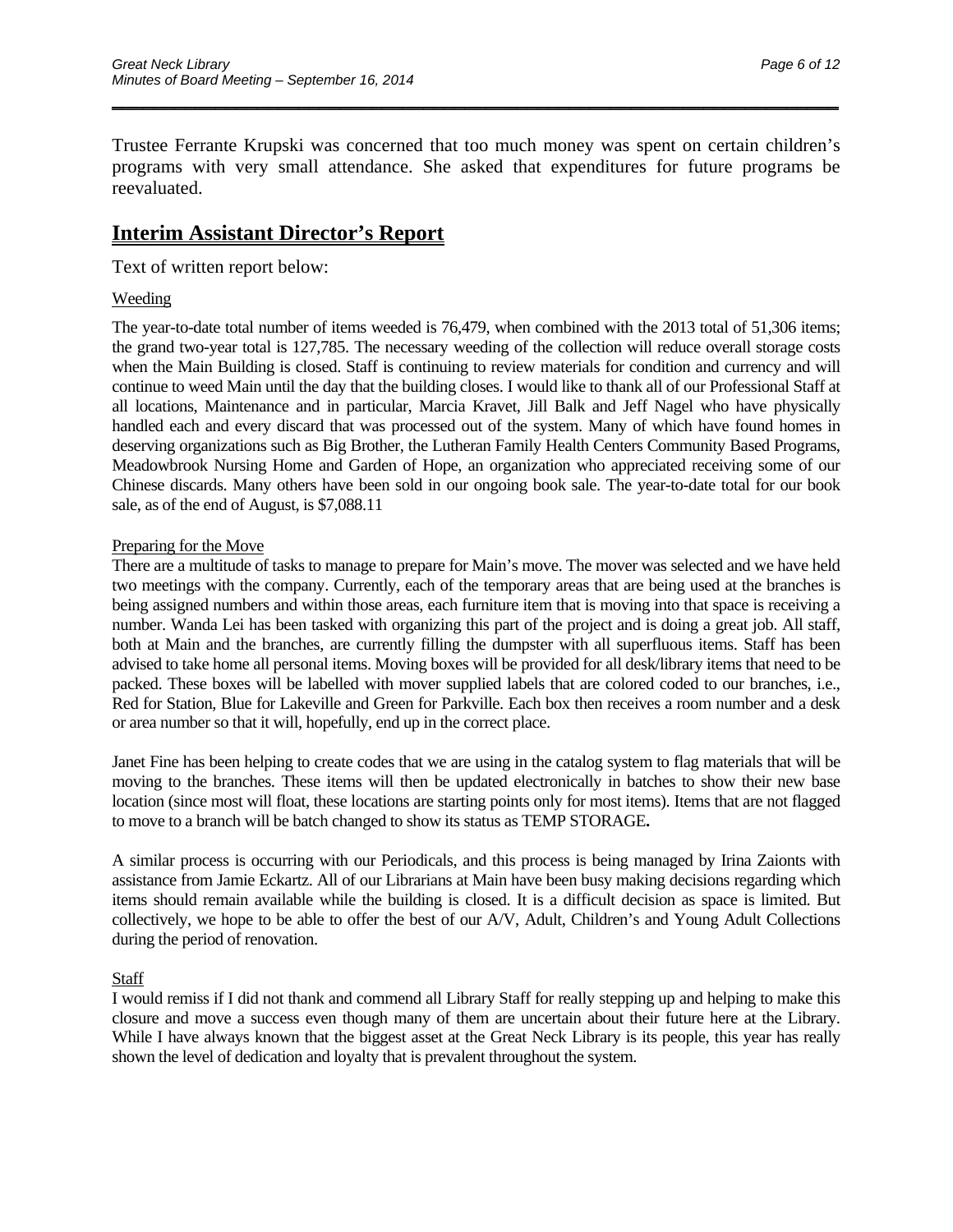Trustee Ferrante Krupski was concerned that too much money was spent on certain children's programs with very small attendance. She asked that expenditures for future programs be reevaluated.

## Interim Assistant Director's Report

Text of written report below:

Weeding

The year-to-date total number of items weeded is 76,479, when combined with the 2013 total of 51,306 items; the grand two-year total is 127,785. The necessary weeding of the collection will reduce overall storage costs when the Main Building is closed. Staff is continuing to review materials for condition and currency and will continue to weed Main until the day that the building closes. I would like to thank all of our Professional Staff at all locations, Maintenance and in particular, Marcia Kravet, Jill Balk and Jeff Nagel who have physically handled each and every discard that was processed out of the system. Many of which have found homes in deserving organizations such as Big Brother, the Lutheran Family Health Centers Community Based Programs, Meadowbrook Nursing Home and Garden of Hope, an organization who appreciated receiving some of our Chinese discards. Many others have been sold in our ongoing book sale. The year-to-date total for our book sale, as of the end of August, is $7,088.11

Preparing for the Move

There are a multitude of tasks to manage to prepare for Main's move. The mover was selected and we have held two meetings with the company. Currently, each of the temporary areas that are being used at the branches is being assigned numbers and within those areas, each furniture item that is moving into that space is receiving a number. Wanda Lei has been tasked with organizing this part of the project and is doing a great job. All staff, both at Main and the branches, are currently filling the dumpster with all superfluous items. Staff has been advised to take home all personal items. Moving boxes will be provided for all desk/library items that need to be packed. These boxes will be labelled with mover supplied labels that are colored coded to our branches, i.e., Red for Station, Blue for Lakeville and Green for Parkville. Each box then receives a room number and a desk or area number so that it will, hopefully, end up in the correct place.

Janet Fine has been helping to create codes that we are using in the catalog system to flag materials that will be moving to the branches. These items will then be updated electronically in batches to show their new base location (since most will float, these locations are starting points only for most items). Items that are not flagged to move to a branch will be batch changed to show its status as TEMP STORAGE**.**

A similar process is occurring with our Periodicals, and this process is being managed by Irina Zaionts with assistance from Jamie Eckartz. All of our Librarians at Main have been busy making decisions regarding which items should remain available while the building is closed. It is a difficult decision as space is limited. But collectively, we hope to be able to offer the best of our A/V, Adult, Children's and Young Adult Collections during the period of renovation.

Staff

I would remiss if I did not thank and commend all Library Staff for really stepping up and helping to make this closure and move a success even though many of them are uncertain about their future here at the Library. While I have always known that the biggest asset at the Great Neck Library is its people, this year has really shown the level of dedication and loyalty that is prevalent throughout the system.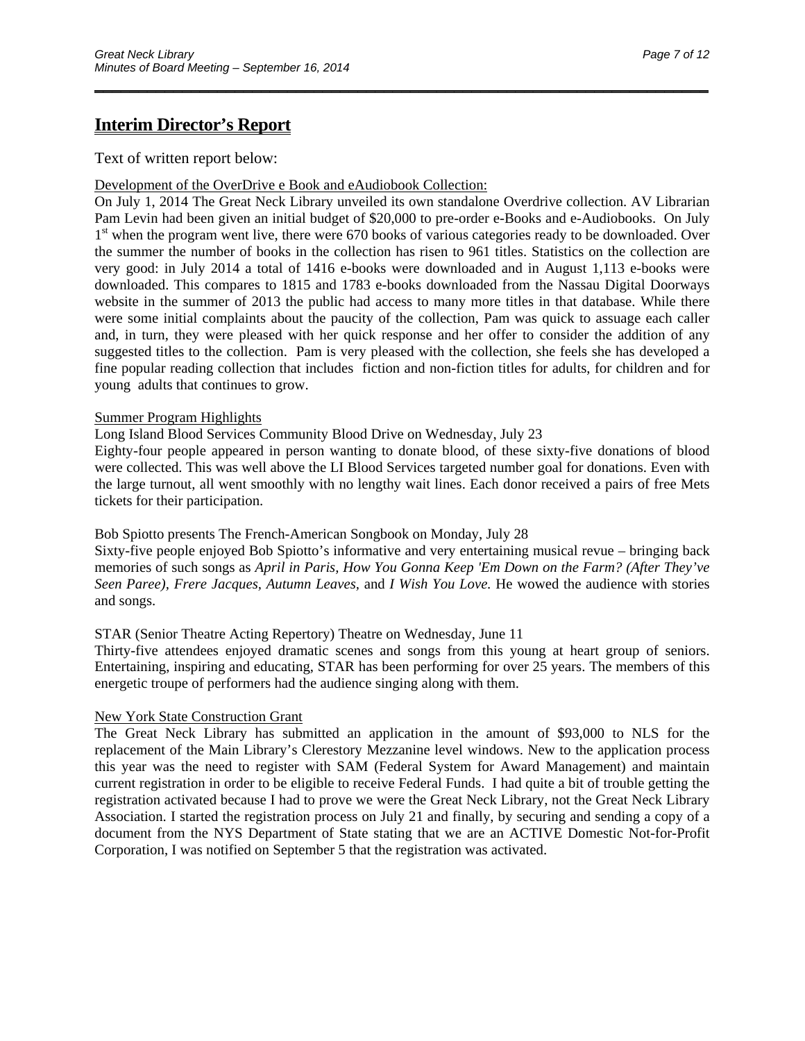## Interim Director's Report

Text of written report below:

Development of the OverDrive e Book and eAudiobook Collection:

On July 1, 2014 The Great Neck Library unveiled its own standalone Overdrive collection. AV Librarian Pam Levin had been given an initial budget of $20,000 to pre-order e-Books and e-Audiobooks. On July 1st when the program went live, there were 670 books of various categories ready to be downloaded. Over the summer the number of books in the collection has risen to 961 titles. Statistics on the collection are very good: in July 2014 a total of 1416 e-books were downloaded and in August 1,113 e-books were downloaded. This compares to 1815 and 1783 e-books downloaded from the Nassau Digital Doorways website in the summer of 2013 the public had access to many more titles in that database. While there were some initial complaints about the paucity of the collection, Pam was quick to assuage each caller and, in turn, they were pleased with her quick response and her offer to consider the addition of any suggested titles to the collection. Pam is very pleased with the collection, she feels she has developed a fine popular reading collection that includes fiction and non-fiction titles for adults, for children and for young adults that continues to grow.

Summer Program Highlights

Long Island Blood Services Community Blood Drive on Wednesday, July 23

Eighty-four people appeared in person wanting to donate blood, of these sixty-five donations of blood were collected. This was well above the LI Blood Services targeted number goal for donations. Even with the large turnout, all went smoothly with no lengthy wait lines. Each donor received a pairs of free Mets tickets for their participation.

Bob Spiotto presents The French-American Songbook on Monday, July 28

Sixty-five people enjoyed Bob Spiotto's informative and very entertaining musical revue – bringing back memories of such songs as *April in Paris, How You Gonna Keep 'Em Down on the Farm? (After They've Seen Paree), Frere Jacques, Autumn Leaves,* and *I Wish You Love.* He wowed the audience with stories and songs.

STAR (Senior Theatre Acting Repertory) Theatre on Wednesday, June 11

Thirty-five attendees enjoyed dramatic scenes and songs from this young at heart group of seniors. Entertaining, inspiring and educating, STAR has been performing for over 25 years. The members of this energetic troupe of performers had the audience singing along with them.

New York State Construction Grant

The Great Neck Library has submitted an application in the amount of $93,000 to NLS for the replacement of the Main Library's Clerestory Mezzanine level windows. New to the application process this year was the need to register with SAM (Federal System for Award Management) and maintain current registration in order to be eligible to receive Federal Funds. I had quite a bit of trouble getting the registration activated because I had to prove we were the Great Neck Library, not the Great Neck Library Association. I started the registration process on July 21 and finally, by securing and sending a copy of a document from the NYS Department of State stating that we are an ACTIVE Domestic Not-for-Profit Corporation, I was notified on September 5 that the registration was activated.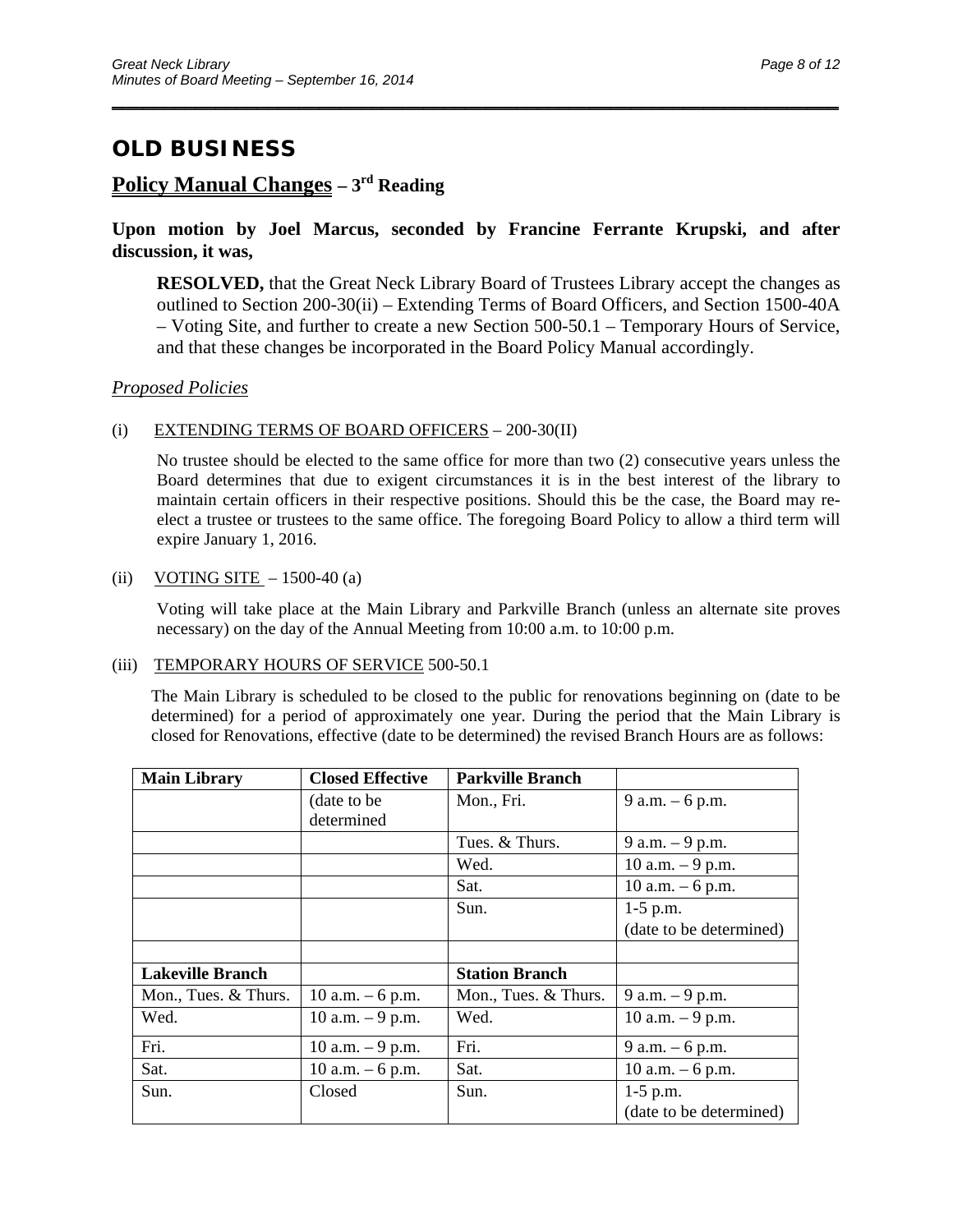## OLD BUSINESS

### <u>Policy Manual Changes</u> – 3rd Reading

**Upon motion by Joel Marcus, seconded by Francine Ferrante Krupski, and after discussion, it was,**

> **RESOLVED,** that the Great Neck Library Board of Trustees Library accept the changes as outlined to Section 200-30(ii) – Extending Terms of Board Officers, and Section 1500-40A – Voting Site, and further to create a new Section 500-50.1 – Temporary Hours of Service, and that these changes be incorporated in the Board Policy Manual accordingly.

*<u>Proposed Policies</u>*

(i) <u>EXTENDING TERMS OF BOARD OFFICERS</u> – 200-30(II)

No trustee should be elected to the same office for more than two (2) consecutive years unless the Board determines that due to exigent circumstances it is in the best interest of the library to maintain certain officers in their respective positions. Should this be the case, the Board may re-elect a trustee or trustees to the same office. The foregoing Board Policy to allow a third term will expire January 1, 2016.

(ii) <u>VOTING SITE</u> – 1500-40 (a)

Voting will take place at the Main Library and Parkville Branch (unless an alternate site proves necessary) on the day of the Annual Meeting from 10:00 a.m. to 10:00 p.m.

(iii) <u>TEMPORARY HOURS OF SERVICE</u> 500-50.1

The Main Library is scheduled to be closed to the public for renovations beginning on (date to be determined) for a period of approximately one year. During the period that the Main Library is closed for Renovations, effective (date to be determined) the revised Branch Hours are as follows:

| **Main Library** | **Closed Effective** | **Parkville Branch** | |
|---|---|---|---|
| | (date to be determined | Mon., Fri. | 9 a.m. – 6 p.m. |
| | | Tues. & Thurs. | 9 a.m. – 9 p.m. |
| | | Wed. | 10 a.m. – 9 p.m. |
| | | Sat. | 10 a.m. – 6 p.m. |
| | | Sun. | 1-5 p.m. (date to be determined) |
| | | | |
| **Lakeville Branch** | | **Station Branch** | |
| Mon., Tues. & Thurs. | 10 a.m. – 6 p.m. | Mon., Tues. & Thurs. | 9 a.m. – 9 p.m. |
| Wed. | 10 a.m. – 9 p.m. | Wed. | 10 a.m. – 9 p.m. |
| Fri. | 10 a.m. – 9 p.m. | Fri. | 9 a.m. – 6 p.m. |
| Sat. | 10 a.m. – 6 p.m. | Sat. | 10 a.m. – 6 p.m. |
| Sun. | Closed | Sun. | 1-5 p.m. (date to be determined) |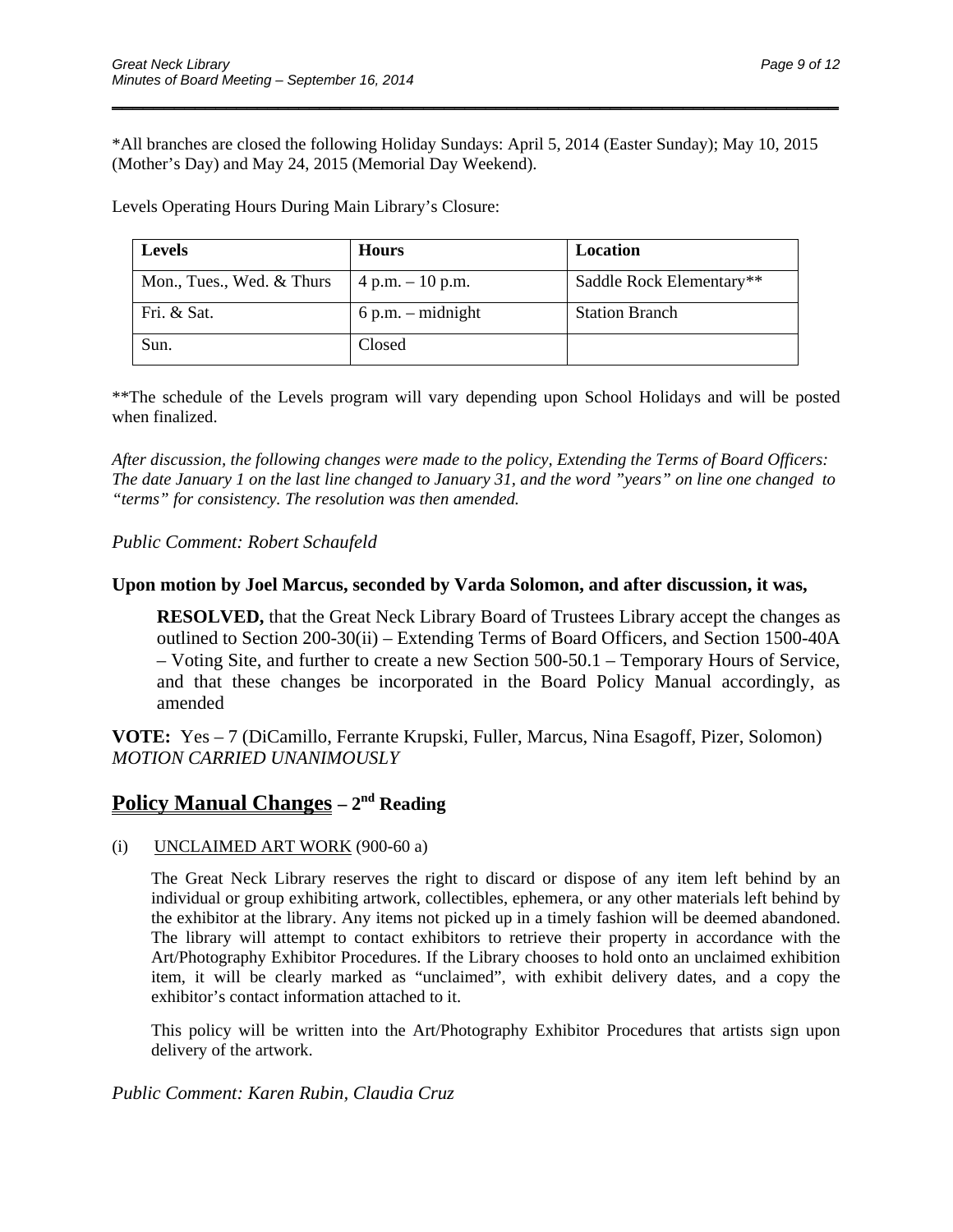*All branches are closed the following Holiday Sundays: April 5, 2014 (Easter Sunday); May 10, 2015 (Mother's Day) and May 24, 2015 (Memorial Day Weekend).

Levels Operating Hours During Main Library's Closure:

| Levels | Hours | Location |
| --- | --- | --- |
| Mon., Tues., Wed. & Thurs | 4 p.m. – 10 p.m. | Saddle Rock Elementary** |
| Fri. & Sat. | 6 p.m. – midnight | Station Branch |
| Sun. | Closed | |

**The schedule of the Levels program will vary depending upon School Holidays and will be posted when finalized.

*After discussion, the following changes were made to the policy, Extending the Terms of Board Officers: The date January 1 on the last line changed to January 31, and the word "years" on line one changed to "terms" for consistency. The resolution was then amended.*

*Public Comment: Robert Schaufeld*

**Upon motion by Joel Marcus, seconded by Varda Solomon, and after discussion, it was,**

> **RESOLVED,** that the Great Neck Library Board of Trustees Library accept the changes as outlined to Section 200-30(ii) – Extending Terms of Board Officers, and Section 1500-40A – Voting Site, and further to create a new Section 500-50.1 – Temporary Hours of Service, and that these changes be incorporated in the Board Policy Manual accordingly, as amended

**VOTE:** Yes – 7 (DiCamillo, Ferrante Krupski, Fuller, Marcus, Nina Esagoff, Pizer, Solomon)
*MOTION CARRIED UNANIMOUSLY*

## Policy Manual Changes – 2nd Reading

(i) UNCLAIMED ART WORK (900-60 a)

The Great Neck Library reserves the right to discard or dispose of any item left behind by an individual or group exhibiting artwork, collectibles, ephemera, or any other materials left behind by the exhibitor at the library. Any items not picked up in a timely fashion will be deemed abandoned. The library will attempt to contact exhibitors to retrieve their property in accordance with the Art/Photography Exhibitor Procedures. If the Library chooses to hold onto an unclaimed exhibition item, it will be clearly marked as "unclaimed", with exhibit delivery dates, and a copy the exhibitor's contact information attached to it.

This policy will be written into the Art/Photography Exhibitor Procedures that artists sign upon delivery of the artwork.

*Public Comment: Karen Rubin, Claudia Cruz*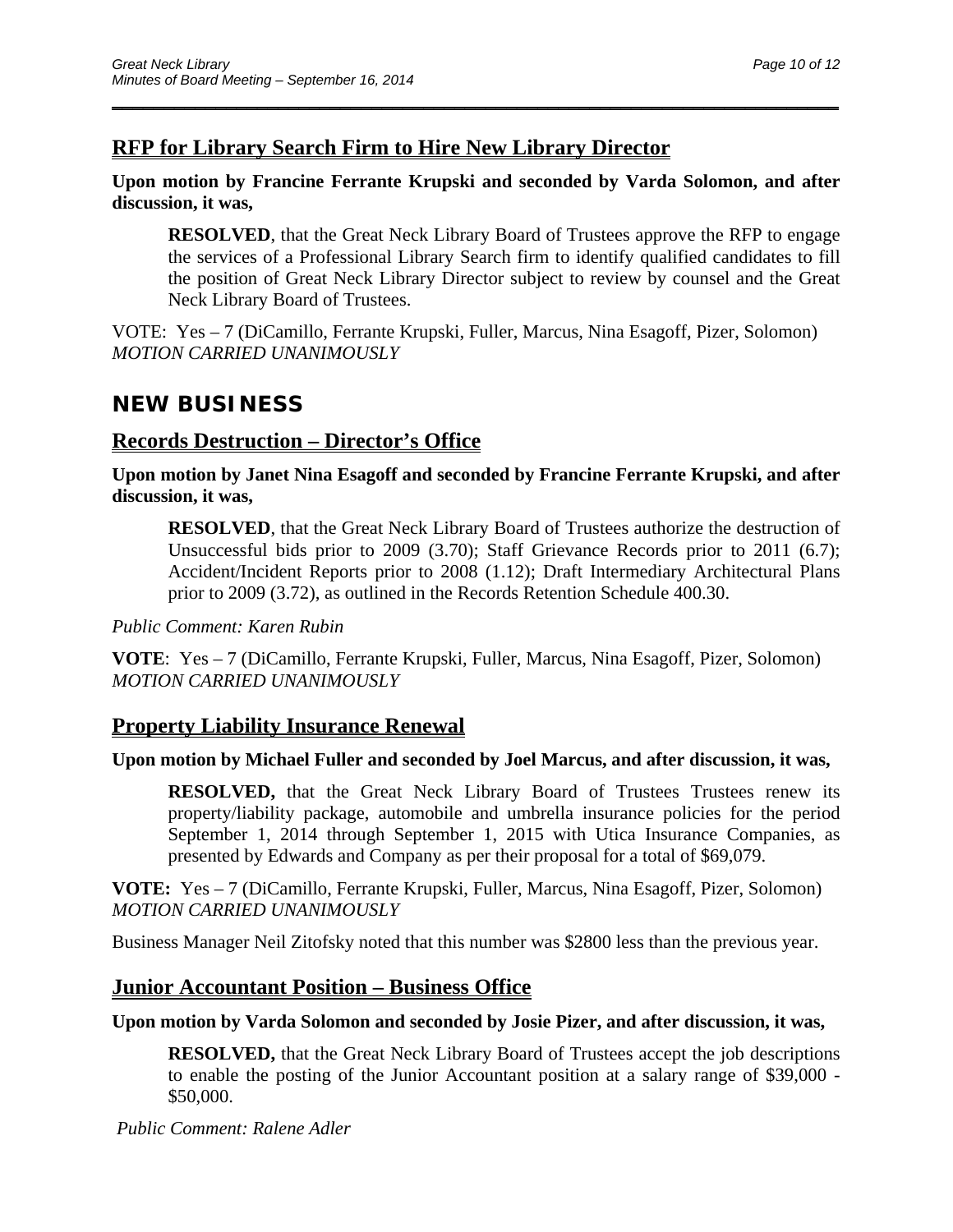## RFP for Library Search Firm to Hire New Library Director

**Upon motion by Francine Ferrante Krupski and seconded by Varda Solomon, and after discussion, it was,**

> **RESOLVED**, that the Great Neck Library Board of Trustees approve the RFP to engage the services of a Professional Library Search firm to identify qualified candidates to fill the position of Great Neck Library Director subject to review by counsel and the Great Neck Library Board of Trustees.

VOTE: Yes – 7 (DiCamillo, Ferrante Krupski, Fuller, Marcus, Nina Esagoff, Pizer, Solomon)
*MOTION CARRIED UNANIMOUSLY*

# NEW BUSINESS

## Records Destruction – Director's Office

**Upon motion by Janet Nina Esagoff and seconded by Francine Ferrante Krupski, and after discussion, it was,**

> **RESOLVED**, that the Great Neck Library Board of Trustees authorize the destruction of Unsuccessful bids prior to 2009 (3.70); Staff Grievance Records prior to 2011 (6.7); Accident/Incident Reports prior to 2008 (1.12); Draft Intermediary Architectural Plans prior to 2009 (3.72), as outlined in the Records Retention Schedule 400.30.

*Public Comment: Karen Rubin*

**VOTE**: Yes – 7 (DiCamillo, Ferrante Krupski, Fuller, Marcus, Nina Esagoff, Pizer, Solomon)
*MOTION CARRIED UNANIMOUSLY*

## Property Liability Insurance Renewal

**Upon motion by Michael Fuller and seconded by Joel Marcus, and after discussion, it was,**

> **RESOLVED,** that the Great Neck Library Board of Trustees Trustees renew its property/liability package, automobile and umbrella insurance policies for the period September 1, 2014 through September 1, 2015 with Utica Insurance Companies, as presented by Edwards and Company as per their proposal for a total of $69,079.

**VOTE:** Yes – 7 (DiCamillo, Ferrante Krupski, Fuller, Marcus, Nina Esagoff, Pizer, Solomon)
*MOTION CARRIED UNANIMOUSLY*

Business Manager Neil Zitofsky noted that this number was $2800 less than the previous year.

## Junior Accountant Position – Business Office

**Upon motion by Varda Solomon and seconded by Josie Pizer, and after discussion, it was,**

> **RESOLVED,** that the Great Neck Library Board of Trustees accept the job descriptions to enable the posting of the Junior Accountant position at a salary range of $39,000 - $50,000.

*Public Comment: Ralene Adler*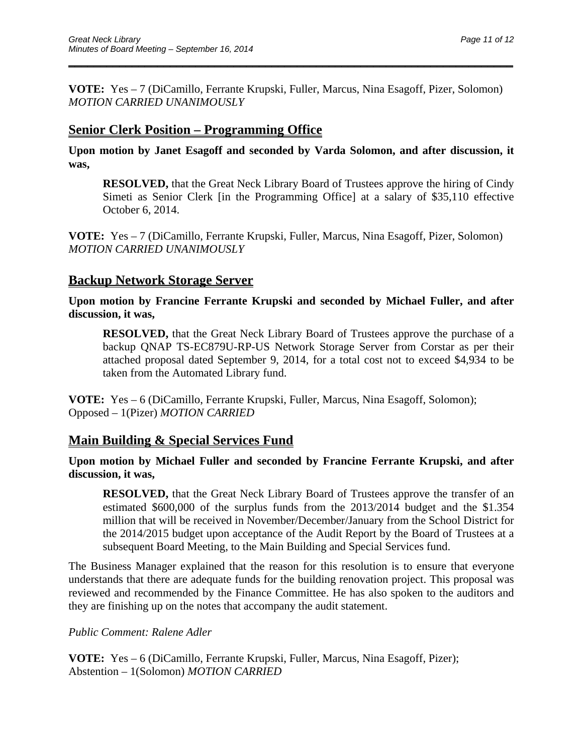**VOTE:** Yes – 7 (DiCamillo, Ferrante Krupski, Fuller, Marcus, Nina Esagoff, Pizer, Solomon) *MOTION CARRIED UNANIMOUSLY*

## Senior Clerk Position – Programming Office

**Upon motion by Janet Esagoff and seconded by Varda Solomon, and after discussion, it was,**

> **RESOLVED,** that the Great Neck Library Board of Trustees approve the hiring of Cindy Simeti as Senior Clerk [in the Programming Office] at a salary of $35,110 effective October 6, 2014.

**VOTE:** Yes – 7 (DiCamillo, Ferrante Krupski, Fuller, Marcus, Nina Esagoff, Pizer, Solomon) *MOTION CARRIED UNANIMOUSLY*

## Backup Network Storage Server

**Upon motion by Francine Ferrante Krupski and seconded by Michael Fuller, and after discussion, it was,**

> **RESOLVED,** that the Great Neck Library Board of Trustees approve the purchase of a backup QNAP TS-EC879U-RP-US Network Storage Server from Corstar as per their attached proposal dated September 9, 2014, for a total cost not to exceed $4,934 to be taken from the Automated Library fund.

**VOTE:** Yes – 6 (DiCamillo, Ferrante Krupski, Fuller, Marcus, Nina Esagoff, Solomon); Opposed – 1(Pizer) *MOTION CARRIED*

## Main Building & Special Services Fund

**Upon motion by Michael Fuller and seconded by Francine Ferrante Krupski, and after discussion, it was,**

> **RESOLVED,** that the Great Neck Library Board of Trustees approve the transfer of an estimated $600,000 of the surplus funds from the 2013/2014 budget and the $1.354 million that will be received in November/December/January from the School District for the 2014/2015 budget upon acceptance of the Audit Report by the Board of Trustees at a subsequent Board Meeting, to the Main Building and Special Services fund.

The Business Manager explained that the reason for this resolution is to ensure that everyone understands that there are adequate funds for the building renovation project. This proposal was reviewed and recommended by the Finance Committee. He has also spoken to the auditors and they are finishing up on the notes that accompany the audit statement.

*Public Comment: Ralene Adler*

**VOTE:** Yes – 6 (DiCamillo, Ferrante Krupski, Fuller, Marcus, Nina Esagoff, Pizer); Abstention – 1(Solomon) *MOTION CARRIED*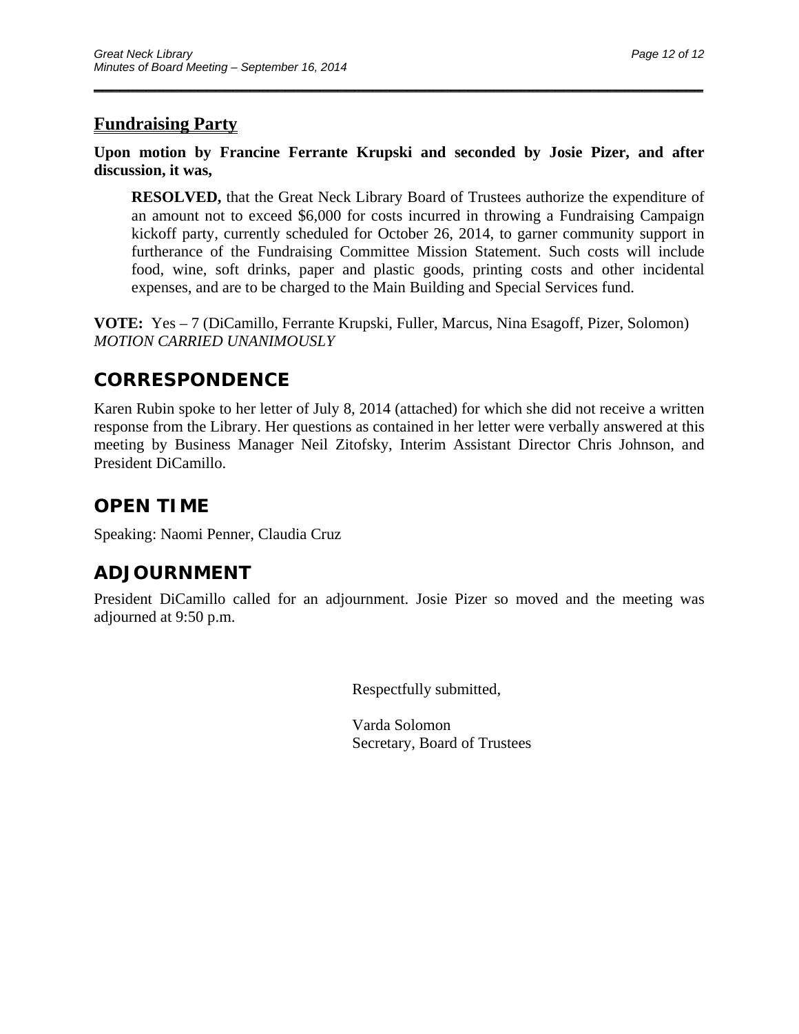## Fundraising Party

**Upon motion by Francine Ferrante Krupski and seconded by Josie Pizer, and after discussion, it was,**

> **RESOLVED,** that the Great Neck Library Board of Trustees authorize the expenditure of an amount not to exceed $6,000 for costs incurred in throwing a Fundraising Campaign kickoff party, currently scheduled for October 26, 2014, to garner community support in furtherance of the Fundraising Committee Mission Statement. Such costs will include food, wine, soft drinks, paper and plastic goods, printing costs and other incidental expenses, and are to be charged to the Main Building and Special Services fund.

**VOTE:** Yes – 7 (DiCamillo, Ferrante Krupski, Fuller, Marcus, Nina Esagoff, Pizer, Solomon)
*MOTION CARRIED UNANIMOUSLY*

# CORRESPONDENCE

Karen Rubin spoke to her letter of July 8, 2014 (attached) for which she did not receive a written response from the Library. Her questions as contained in her letter were verbally answered at this meeting by Business Manager Neil Zitofsky, Interim Assistant Director Chris Johnson, and President DiCamillo.

# OPEN TIME

Speaking: Naomi Penner, Claudia Cruz

# ADJOURNMENT

President DiCamillo called for an adjournment. Josie Pizer so moved and the meeting was adjourned at 9:50 p.m.

Respectfully submitted,

Varda Solomon
Secretary, Board of Trustees